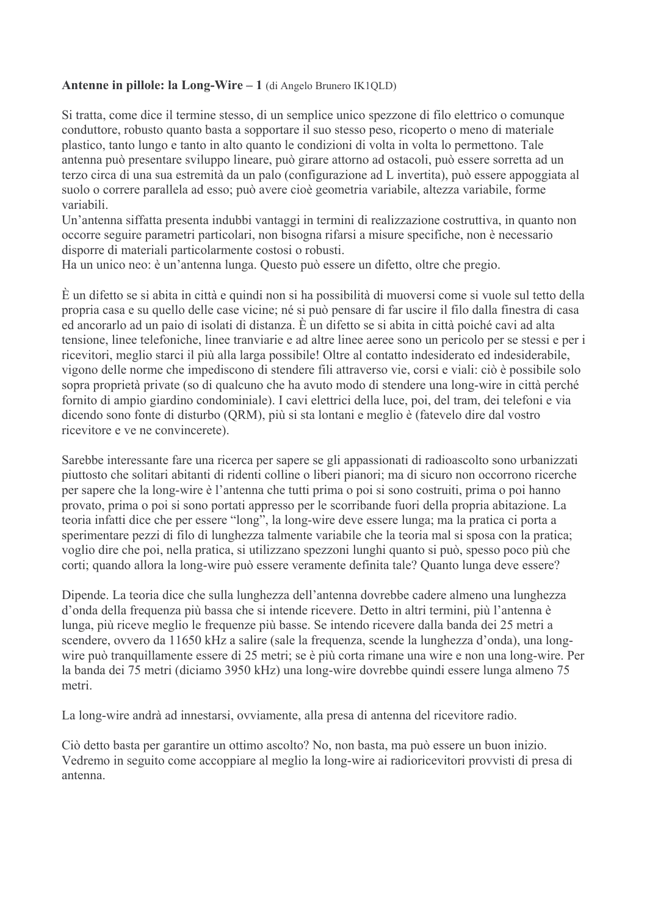**Antenne in pillole: la Long-Wire – 1** (di Angelo Brunero IK1QLD)

Si tratta, come dice il termine stesso, di un semplice unico spezzone di filo elettrico o comunque conduttore, robusto quanto basta a sopportare il suo stesso peso, ricoperto o meno di materiale plastico, tanto lungo e tanto in alto quanto le condizioni di volta in volta lo permettono. Tale antenna può presentare sviluppo lineare, può girare attorno ad ostacoli, può essere sorretta ad un terzo circa di una sua estremità da un palo (configurazione ad L invertita), può essere appoggiata al suolo o correre parallela ad esso; può avere cioè geometria variabile, altezza variabile, forme variabili.
Un'antenna siffatta presenta indubbi vantaggi in termini di realizzazione costruttiva, in quanto non occorre seguire parametri particolari, non bisogna rifarsi a misure specifiche, non è necessario disporre di materiali particolarmente costosi o robusti.
Ha un unico neo: è un'antenna lunga. Questo può essere un difetto, oltre che pregio.

È un difetto se si abita in città e quindi non si ha possibilità di muoversi come si vuole sul tetto della propria casa e su quello delle case vicine; né si può pensare di far uscire il filo dalla finestra di casa ed ancorarlo ad un paio di isolati di distanza. È un difetto se si abita in città poiché cavi ad alta tensione, linee telefoniche, linee tranviarie e ad altre linee aeree sono un pericolo per se stessi e per i ricevitori, meglio starci il più alla larga possibile! Oltre al contatto indesiderato ed indesiderabile, vigono delle norme che impediscono di stendere fili attraverso vie, corsi e viali: ciò è possibile solo sopra proprietà private (so di qualcuno che ha avuto modo di stendere una long-wire in città perché fornito di ampio giardino condominiale). I cavi elettrici della luce, poi, del tram, dei telefoni e via dicendo sono fonte di disturbo (QRM), più si sta lontani e meglio è (fatevelo dire dal vostro ricevitore e ve ne convincerete).

Sarebbe interessante fare una ricerca per sapere se gli appassionati di radioascolto sono urbanizzati piuttosto che solitari abitanti di ridenti colline o liberi pianori; ma di sicuro non occorrono ricerche per sapere che la long-wire è l'antenna che tutti prima o poi si sono costruiti, prima o poi hanno provato, prima o poi si sono portati appresso per le scorribande fuori della propria abitazione. La teoria infatti dice che per essere "long", la long-wire deve essere lunga; ma la pratica ci porta a sperimentare pezzi di filo di lunghezza talmente variabile che la teoria mal si sposa con la pratica; voglio dire che poi, nella pratica, si utilizzano spezzoni lunghi quanto si può, spesso poco più che corti; quando allora la long-wire può essere veramente definita tale? Quanto lunga deve essere?

Dipende. La teoria dice che sulla lunghezza dell'antenna dovrebbe cadere almeno una lunghezza d'onda della frequenza più bassa che si intende ricevere. Detto in altri termini, più l'antenna è lunga, più riceve meglio le frequenze più basse. Se intendo ricevere dalla banda dei 25 metri a scendere, ovvero da 11650 kHz a salire (sale la frequenza, scende la lunghezza d'onda), una long-wire può tranquillamente essere di 25 metri; se è più corta rimane una wire e non una long-wire. Per la banda dei 75 metri (diciamo 3950 kHz) una long-wire dovrebbe quindi essere lunga almeno 75 metri.

La long-wire andrà ad innestarsi, ovviamente, alla presa di antenna del ricevitore radio.

Ciò detto basta per garantire un ottimo ascolto? No, non basta, ma può essere un buon inizio. Vedremo in seguito come accoppiare al meglio la long-wire ai radioricevitori provvisti di presa di antenna.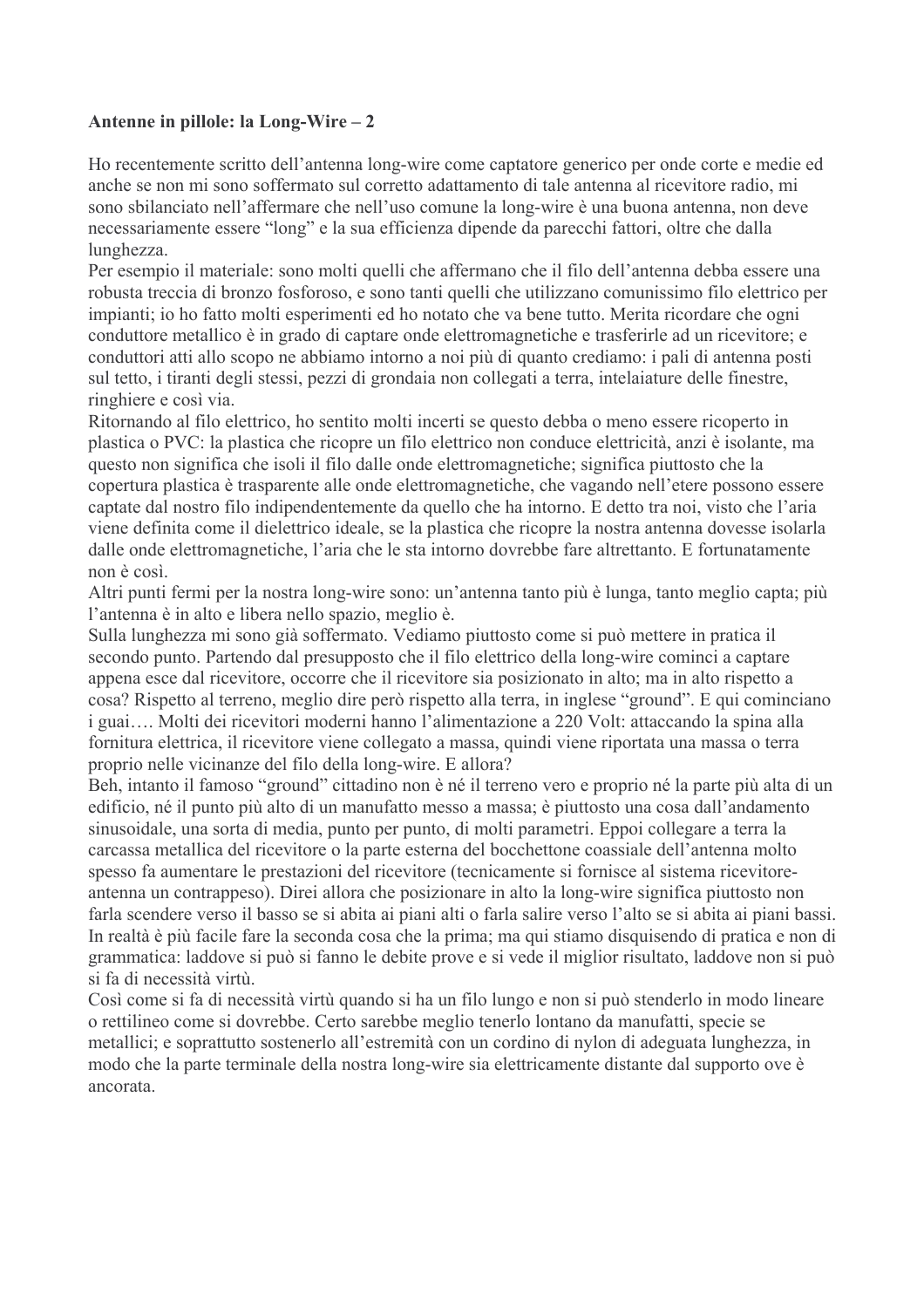**Antenne in pillole: la Long-Wire – 2**

Ho recentemente scritto dell'antenna long-wire come captatore generico per onde corte e medie ed anche se non mi sono soffermato sul corretto adattamento di tale antenna al ricevitore radio, mi sono sbilanciato nell'affermare che nell'uso comune la long-wire è una buona antenna, non deve necessariamente essere "long" e la sua efficienza dipende da parecchi fattori, oltre che dalla lunghezza.

Per esempio il materiale: sono molti quelli che affermano che il filo dell'antenna debba essere una robusta treccia di bronzo fosforoso, e sono tanti quelli che utilizzano comunissimo filo elettrico per impianti; io ho fatto molti esperimenti ed ho notato che va bene tutto. Merita ricordare che ogni conduttore metallico è in grado di captare onde elettromagnetiche e trasferirle ad un ricevitore; e conduttori atti allo scopo ne abbiamo intorno a noi più di quanto crediamo: i pali di antenna posti sul tetto, i tiranti degli stessi, pezzi di grondaia non collegati a terra, intelaiature delle finestre, ringhiere e così via.

Ritornando al filo elettrico, ho sentito molti incerti se questo debba o meno essere ricoperto in plastica o PVC: la plastica che ricopre un filo elettrico non conduce elettricità, anzi è isolante, ma questo non significa che isoli il filo dalle onde elettromagnetiche; significa piuttosto che la copertura plastica è trasparente alle onde elettromagnetiche, che vagando nell'etere possono essere captate dal nostro filo indipendentemente da quello che ha intorno. E detto tra noi, visto che l'aria viene definita come il dielettrico ideale, se la plastica che ricopre la nostra antenna dovesse isolarla dalle onde elettromagnetiche, l'aria che le sta intorno dovrebbe fare altrettanto. E fortunatamente non è così.

Altri punti fermi per la nostra long-wire sono: un'antenna tanto più è lunga, tanto meglio capta; più l'antenna è in alto e libera nello spazio, meglio è.

Sulla lunghezza mi sono già soffermato. Vediamo piuttosto come si può mettere in pratica il secondo punto. Partendo dal presupposto che il filo elettrico della long-wire cominci a captare appena esce dal ricevitore, occorre che il ricevitore sia posizionato in alto; ma in alto rispetto a cosa? Rispetto al terreno, meglio dire però rispetto alla terra, in inglese "ground". E qui cominciano i guai…. Molti dei ricevitori moderni hanno l'alimentazione a 220 Volt: attaccando la spina alla fornitura elettrica, il ricevitore viene collegato a massa, quindi viene riportata una massa o terra proprio nelle vicinanze del filo della long-wire. E allora?

Beh, intanto il famoso "ground" cittadino non è né il terreno vero e proprio né la parte più alta di un edificio, né il punto più alto di un manufatto messo a massa; è piuttosto una cosa dall'andamento sinusoidale, una sorta di media, punto per punto, di molti parametri. Eppoi collegare a terra la carcassa metallica del ricevitore o la parte esterna del bocchettone coassiale dell'antenna molto spesso fa aumentare le prestazioni del ricevitore (tecnicamente si fornisce al sistema ricevitore-antenna un contrappeso). Direi allora che posizionare in alto la long-wire significa piuttosto non farla scendere verso il basso se si abita ai piani alti o farla salire verso l'alto se si abita ai piani bassi. In realtà è più facile fare la seconda cosa che la prima; ma qui stiamo disquisendo di pratica e non di grammatica: laddove si può si fanno le debite prove e si vede il miglior risultato, laddove non si può si fa di necessità virtù.

Così come si fa di necessità virtù quando si ha un filo lungo e non si può stenderlo in modo lineare o rettilineo come si dovrebbe. Certo sarebbe meglio tenerlo lontano da manufatti, specie se metallici; e soprattutto sostenerlo all'estremità con un cordino di nylon di adeguata lunghezza, in modo che la parte terminale della nostra long-wire sia elettricamente distante dal supporto ove è ancorata.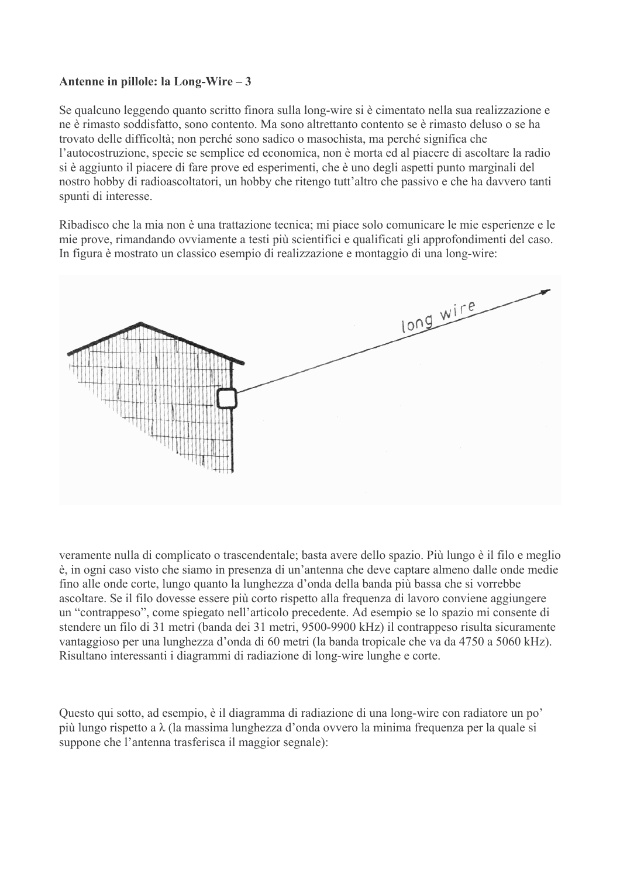**Antenne in pillole: la Long-Wire – 3**

Se qualcuno leggendo quanto scritto finora sulla long-wire si è cimentato nella sua realizzazione e ne è rimasto soddisfatto, sono contento. Ma sono altrettanto contento se è rimasto deluso o se ha trovato delle difficoltà; non perché sono sadico o masochista, ma perché significa che l'autocostruzione, specie se semplice ed economica, non è morta ed al piacere di ascoltare la radio si è aggiunto il piacere di fare prove ed esperimenti, che è uno degli aspetti punto marginali del nostro hobby di radioascoltatori, un hobby che ritengo tutt'altro che passivo e che ha davvero tanti spunti di interesse.

Ribadisco che la mia non è una trattazione tecnica; mi piace solo comunicare le mie esperienze e le mie prove, rimandando ovviamente a testi più scientifici e qualificati gli approfondimenti del caso. In figura è mostrato un classico esempio di realizzazione e montaggio di una long-wire:

veramente nulla di complicato o trascendentale; basta avere dello spazio. Più lungo è il filo e meglio è, in ogni caso visto che siamo in presenza di un'antenna che deve captare almeno dalle onde medie fino alle onde corte, lungo quanto la lunghezza d'onda della banda più bassa che si vorrebbe ascoltare. Se il filo dovesse essere più corto rispetto alla frequenza di lavoro conviene aggiungere un "contrappeso", come spiegato nell'articolo precedente. Ad esempio se lo spazio mi consente di stendere un filo di 31 metri (banda dei 31 metri, 9500-9900 kHz) il contrappeso risulta sicuramente vantaggioso per una lunghezza d'onda di 60 metri (la banda tropicale che va da 4750 a 5060 kHz). Risultano interessanti i diagrammi di radiazione di long-wire lunghe e corte.

Questo qui sotto, ad esempio, è il diagramma di radiazione di una long-wire con radiatore un po' più lungo rispetto a $\lambda$ (la massima lunghezza d'onda ovvero la minima frequenza per la quale si suppone che l'antenna trasferisca il maggior segnale):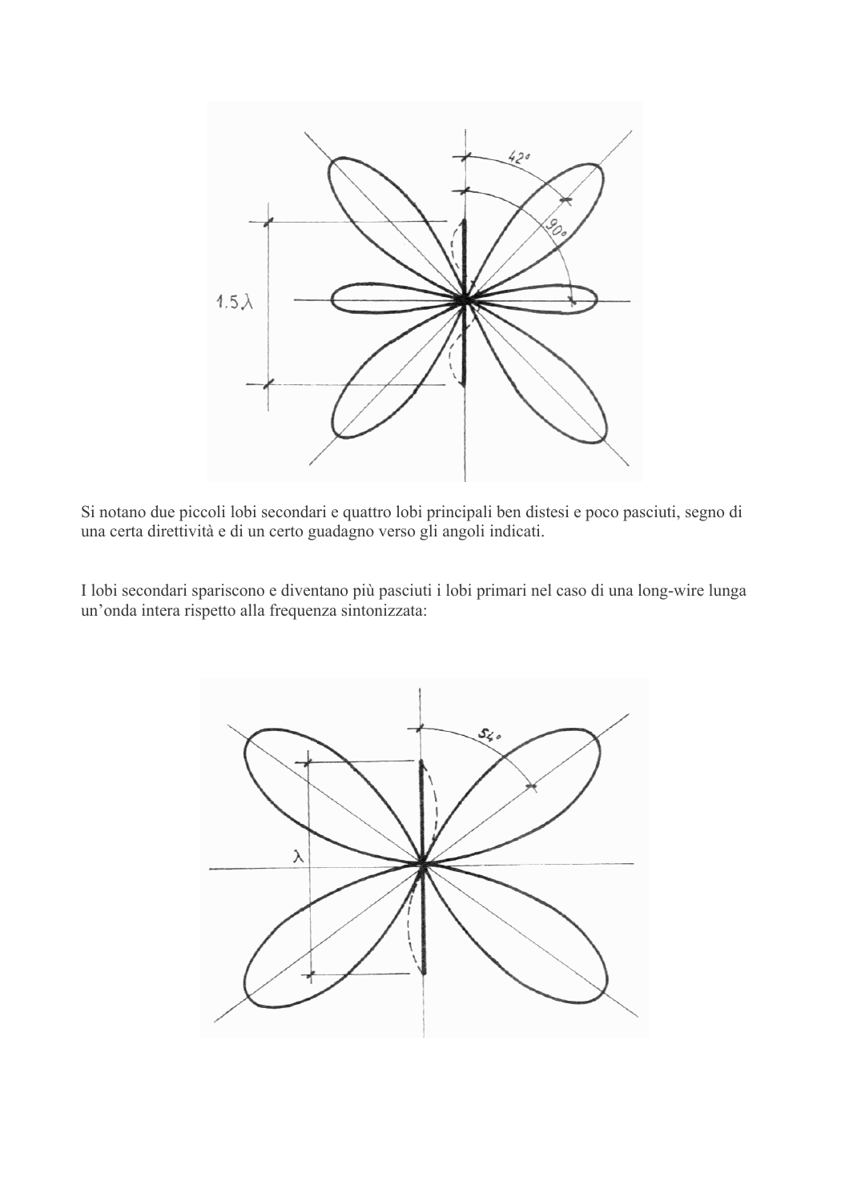Si notano due piccoli lobi secondari e quattro lobi principali ben distesi e poco pasciuti, segno di una certa direttività e di un certo guadagno verso gli angoli indicati.

I lobi secondari spariscono e diventano più pasciuti i lobi primari nel caso di una long-wire lunga un'onda intera rispetto alla frequenza sintonizzata: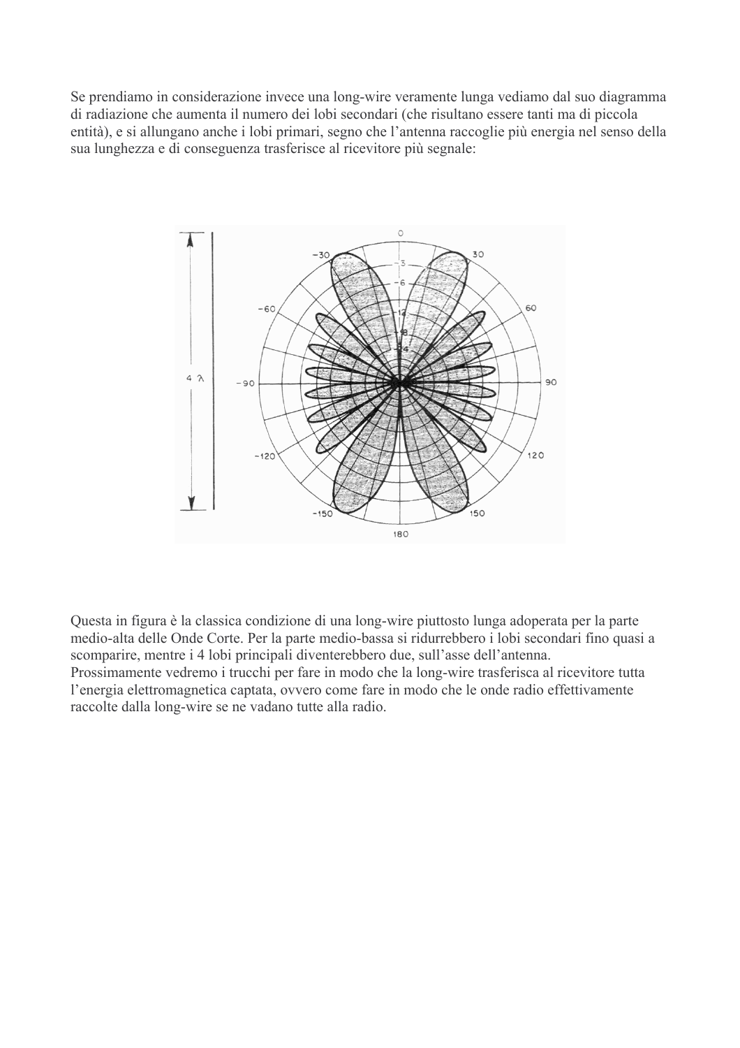Se prendiamo in considerazione invece una long-wire veramente lunga vediamo dal suo diagramma di radiazione che aumenta il numero dei lobi secondari (che risultano essere tanti ma di piccola entità), e si allungano anche i lobi primari, segno che l'antenna raccoglie più energia nel senso della sua lunghezza e di conseguenza trasferisce al ricevitore più segnale:

Questa in figura è la classica condizione di una long-wire piuttosto lunga adoperata per la parte medio-alta delle Onde Corte. Per la parte medio-bassa si ridurrebbero i lobi secondari fino quasi a scomparire, mentre i 4 lobi principali diventerebbero due, sull'asse dell'antenna.
Prossimamente vedremo i trucchi per fare in modo che la long-wire trasferisca al ricevitore tutta l'energia elettromagnetica captata, ovvero come fare in modo che le onde radio effettivamente raccolte dalla long-wire se ne vadano tutte alla radio.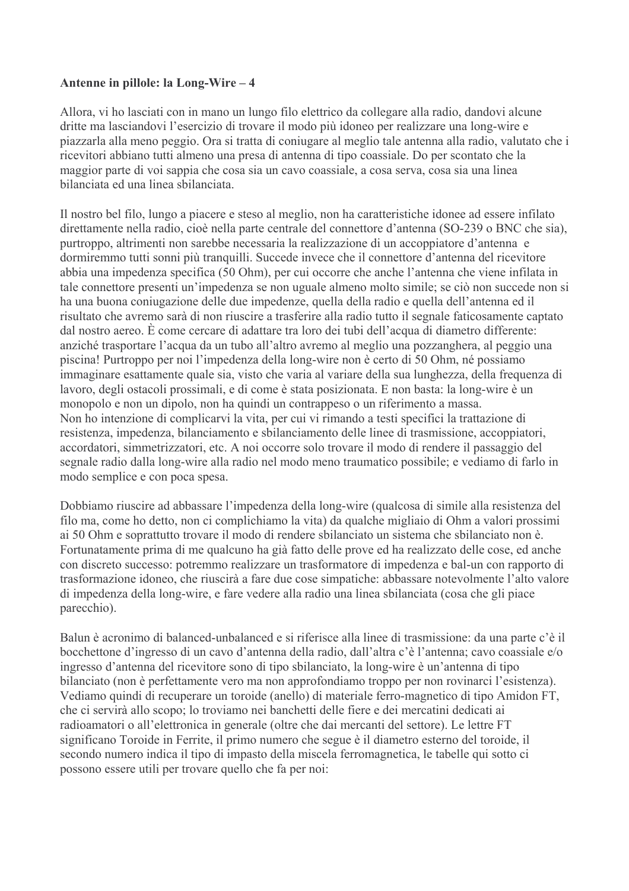**Antenne in pillole: la Long-Wire – 4**

Allora, vi ho lasciati con in mano un lungo filo elettrico da collegare alla radio, dandovi alcune dritte ma lasciandovi l'esercizio di trovare il modo più idoneo per realizzare una long-wire e piazzarla alla meno peggio. Ora si tratta di coniugare al meglio tale antenna alla radio, valutato che i ricevitori abbiano tutti almeno una presa di antenna di tipo coassiale. Do per scontato che la maggior parte di voi sappia che cosa sia un cavo coassiale, a cosa serva, cosa sia una linea bilanciata ed una linea sbilanciata.

Il nostro bel filo, lungo a piacere e steso al meglio, non ha caratteristiche idonee ad essere infilato direttamente nella radio, cioè nella parte centrale del connettore d'antenna (SO-239 o BNC che sia), purtroppo, altrimenti non sarebbe necessaria la realizzazione di un accoppiatore d'antenna e dormiremmo tutti sonni più tranquilli. Succede invece che il connettore d'antenna del ricevitore abbia una impedenza specifica (50 Ohm), per cui occorre che anche l'antenna che viene infilata in tale connettore presenti un'impedenza se non uguale almeno molto simile; se ciò non succede non si ha una buona coniugazione delle due impedenze, quella della radio e quella dell'antenna ed il risultato che avremo sarà di non riuscire a trasferire alla radio tutto il segnale faticosamente captato dal nostro aereo. È come cercare di adattare tra loro dei tubi dell'acqua di diametro differente: anziché trasportare l'acqua da un tubo all'altro avremo al meglio una pozzanghera, al peggio una piscina! Purtroppo per noi l'impedenza della long-wire non è certo di 50 Ohm, né possiamo immaginare esattamente quale sia, visto che varia al variare della sua lunghezza, della frequenza di lavoro, degli ostacoli prossimali, e di come è stata posizionata. E non basta: la long-wire è un monopolo e non un dipolo, non ha quindi un contrappeso o un riferimento a massa.
Non ho intenzione di complicarvi la vita, per cui vi rimando a testi specifici la trattazione di resistenza, impedenza, bilanciamento e sbilanciamento delle linee di trasmissione, accoppiatori, accordatori, simmetrizzatori, etc. A noi occorre solo trovare il modo di rendere il passaggio del segnale radio dalla long-wire alla radio nel modo meno traumatico possibile; e vediamo di farlo in modo semplice e con poca spesa.

Dobbiamo riuscire ad abbassare l'impedenza della long-wire (qualcosa di simile alla resistenza del filo ma, come ho detto, non ci complichiamo la vita) da qualche migliaio di Ohm a valori prossimi ai 50 Ohm e soprattutto trovare il modo di rendere sbilanciato un sistema che sbilanciato non è. Fortunatamente prima di me qualcuno ha già fatto delle prove ed ha realizzato delle cose, ed anche con discreto successo: potremmo realizzare un trasformatore di impedenza e bal-un con rapporto di trasformazione idoneo, che riuscirà a fare due cose simpatiche: abbassare notevolmente l'alto valore di impedenza della long-wire, e fare vedere alla radio una linea sbilanciata (cosa che gli piace parecchio).

Balun è acronimo di balanced-unbalanced e si riferisce alla linee di trasmissione: da una parte c'è il bocchettone d'ingresso di un cavo d'antenna della radio, dall'altra c'è l'antenna; cavo coassiale e/o ingresso d'antenna del ricevitore sono di tipo sbilanciato, la long-wire è un'antenna di tipo bilanciato (non è perfettamente vero ma non approfondiamo troppo per non rovinarci l'esistenza). Vediamo quindi di recuperare un toroide (anello) di materiale ferro-magnetico di tipo Amidon FT, che ci servirà allo scopo; lo troviamo nei banchetti delle fiere e dei mercatini dedicati ai radioamatori o all'elettronica in generale (oltre che dai mercanti del settore). Le lettre FT significano Toroide in Ferrite, il primo numero che segue è il diametro esterno del toroide, il secondo numero indica il tipo di impasto della miscela ferromagnetica, le tabelle qui sotto ci possono essere utili per trovare quello che fa per noi: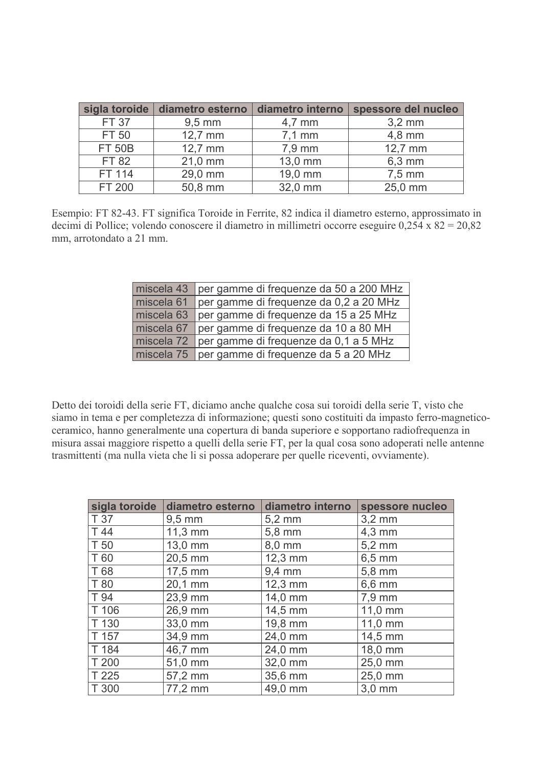| sigla toroide | diametro esterno | diametro interno | spessore del nucleo |
|---|---|---|---|
| FT 37 | 9,5 mm | 4,7 mm | 3,2 mm |
| FT 50 | 12,7 mm | 7,1 mm | 4,8 mm |
| FT 50B | 12,7 mm | 7,9 mm | 12,7 mm |
| FT 82 | 21,0 mm | 13,0 mm | 6,3 mm |
| FT 114 | 29,0 mm | 19,0 mm | 7,5 mm |
| FT 200 | 50,8 mm | 32,0 mm | 25,0 mm |

Esempio: FT 82-43. FT significa Toroide in Ferrite, 82 indica il diametro esterno, approssimato in decimi di Pollice; volendo conoscere il diametro in millimetri occorre eseguire 0,254 x 82 = 20,82 mm, arrotondato a 21 mm.

| | |
|---|---|
| miscela 43 | per gamme di frequenze da 50 a 200 MHz |
| miscela 61 | per gamme di frequenze da 0,2 a 20 MHz |
| miscela 63 | per gamme di frequenze da 15 a 25 MHz |
| miscela 67 | per gamme di frequenze da 10 a 80 MH |
| miscela 72 | per gamme di frequenze da 0,1 a 5 MHz |
| miscela 75 | per gamme di frequenze da 5 a 20 MHz |

Detto dei toroidi della serie FT, diciamo anche qualche cosa sui toroidi della serie T, visto che siamo in tema e per completezza di informazione; questi sono costituiti da impasto ferro-magnetico-ceramico, hanno generalmente una copertura di banda superiore e sopportano radiofrequenza in misura assai maggiore rispetto a quelli della serie FT, per la qual cosa sono adoperati nelle antenne trasmittenti (ma nulla vieta che li si possa adoperare per quelle riceventi, ovviamente).

| sigla toroide | diametro esterno | diametro interno | spessore nucleo |
|---|---|---|---|
| T 37 | 9,5 mm | 5,2 mm | 3,2 mm |
| T 44 | 11,3 mm | 5,8 mm | 4,3 mm |
| T 50 | 13,0 mm | 8,0 mm | 5,2 mm |
| T 60 | 20,5 mm | 12,3 mm | 6,5 mm |
| T 68 | 17,5 mm | 9,4 mm | 5,8 mm |
| T 80 | 20,1 mm | 12,3 mm | 6,6 mm |
| T 94 | 23,9 mm | 14,0 mm | 7,9 mm |
| T 106 | 26,9 mm | 14,5 mm | 11,0 mm |
| T 130 | 33,0 mm | 19,8 mm | 11,0 mm |
| T 157 | 34,9 mm | 24,0 mm | 14,5 mm |
| T 184 | 46,7 mm | 24,0 mm | 18,0 mm |
| T 200 | 51,0 mm | 32,0 mm | 25,0 mm |
| T 225 | 57,2 mm | 35,6 mm | 25,0 mm |
| T 300 | 77,2 mm | 49,0 mm | 3,0 mm |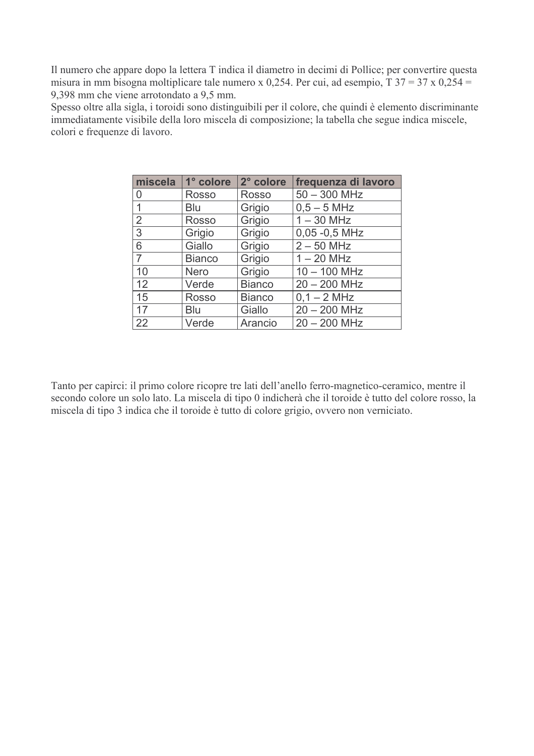Il numero che appare dopo la lettera T indica il diametro in decimi di Pollice; per convertire questa misura in mm bisogna moltiplicare tale numero x 0,254. Per cui, ad esempio, T 37 = 37 x 0,254 = 9,398 mm che viene arrotondato a 9,5 mm.
Spesso oltre alla sigla, i toroidi sono distinguibili per il colore, che quindi è elemento discriminante immediatamente visibile della loro miscela di composizione; la tabella che segue indica miscele, colori e frequenze di lavoro.

| miscela | 1° colore | 2° colore | frequenza di lavoro |
|---|---|---|---|
| 0 | Rosso | Rosso | 50 – 300 MHz |
| 1 | Blu | Grigio | 0,5 – 5 MHz |
| 2 | Rosso | Grigio | 1 – 30 MHz |
| 3 | Grigio | Grigio | 0,05 -0,5 MHz |
| 6 | Giallo | Grigio | 2 – 50 MHz |
| 7 | Bianco | Grigio | 1 – 20 MHz |
| 10 | Nero | Grigio | 10 – 100 MHz |
| 12 | Verde | Bianco | 20 – 200 MHz |
| 15 | Rosso | Bianco | 0,1 – 2 MHz |
| 17 | Blu | Giallo | 20 – 200 MHz |
| 22 | Verde | Arancio | 20 – 200 MHz |

Tanto per capirci: il primo colore ricopre tre lati dell'anello ferro-magnetico-ceramico, mentre il secondo colore un solo lato. La miscela di tipo 0 indicherà che il toroide è tutto del colore rosso, la miscela di tipo 3 indica che il toroide è tutto di colore grigio, ovvero non verniciato.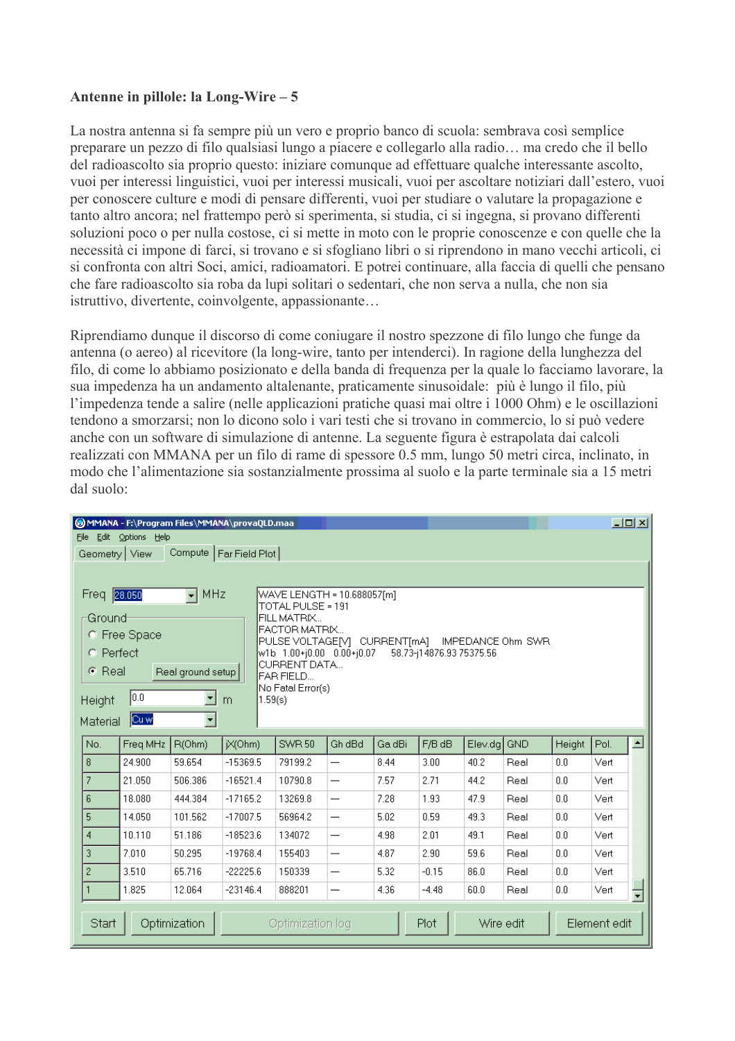**Antenne in pillole: la Long-Wire – 5**

La nostra antenna si fa sempre più un vero e proprio banco di scuola: sembrava così semplice preparare un pezzo di filo qualsiasi lungo a piacere e collegarlo alla radio… ma credo che il bello del radioascolto sia proprio questo: iniziare comunque ad effettuare qualche interessante ascolto, vuoi per interessi linguistici, vuoi per interessi musicali, vuoi per ascoltare notiziari dall'estero, vuoi per conoscere culture e modi di pensare differenti, vuoi per studiare o valutare la propagazione e tanto altro ancora; nel frattempo però si sperimenta, si studia, ci si ingegna, si provano differenti soluzioni poco o per nulla costose, ci si mette in moto con le proprie conoscenze e con quelle che la necessità ci impone di farci, si trovano e si sfogliano libri o si riprendono in mano vecchi articoli, ci si confronta con altri Soci, amici, radioamatori. E potrei continuare, alla faccia di quelli che pensano che fare radioascolto sia roba da lupi solitari o sedentari, che non serva a nulla, che non sia istruttivo, divertente, coinvolgente, appassionante…

Riprendiamo dunque il discorso di come coniugare il nostro spezzone di filo lungo che funge da antenna (o aereo) al ricevitore (la long-wire, tanto per intenderci). In ragione della lunghezza del filo, di come lo abbiamo posizionato e della banda di frequenza per la quale lo facciamo lavorare, la sua impedenza ha un andamento altalenante, praticamente sinusoidale: più è lungo il filo, più l'impedenza tende a salire (nelle applicazioni pratiche quasi mai oltre i 1000 Ohm) e le oscillazioni tendono a smorzarsi; non lo dicono solo i vari testi che si trovano in commercio, lo si può vedere anche con un software di simulazione di antenne. La seguente figura è estrapolata dai calcoli realizzati con MMANA per un filo di rame di spessore 0.5 mm, lungo 50 metri circa, inclinato, in modo che l'alimentazione sia sostanzialmente prossima al suolo e la parte terminale sia a 15 metri dal suolo:

MMANA - F:\Program Files\MMANA\provaQLD.maa

Freq 28.050 MHz — Ground: Real — Height 0.0 m — Material Cu w

```
WAVE LENGTH = 10.688057[m]
TOTAL PULSE = 191
FILL MATRIX...
FACTOR MATRIX...
PULSE VOLTAGE[V]  CURRENT[mA]   IMPEDANCE Ohm  SWR
w1b  1.00+j0.00   0.00+j0.07    58.73-j14876.93 75375.56
CURRENT DATA...
FAR FIELD...
No Fatal Error(s)
1.59(s)
```

| No. | Freq MHz | R(Ohm) | jX(Ohm) | SWR 50 | Gh dBd | Ga dBi | F/B dB | Elev.dg | GND | Height | Pol. |
|---|---|---|---|---|---|---|---|---|---|---|---|
| 8 | 24.900 | 59.654 | -15369.5 | 79199.2 | — | 8.44 | 3.00 | 40.2 | Real | 0.0 | Vert |
| 7 | 21.050 | 506.386 | -16521.4 | 10790.8 | — | 7.57 | 2.71 | 44.2 | Real | 0.0 | Vert |
| 6 | 18.080 | 444.384 | -17165.2 | 13269.8 | — | 7.28 | 1.93 | 47.9 | Real | 0.0 | Vert |
| 5 | 14.050 | 101.562 | -17007.5 | 56964.2 | — | 5.02 | 0.59 | 49.3 | Real | 0.0 | Vert |
| 4 | 10.110 | 51.186 | -18523.6 | 134072 | — | 4.98 | 2.01 | 49.1 | Real | 0.0 | Vert |
| 3 | 7.010 | 50.295 | -19768.4 | 155403 | — | 4.87 | 2.90 | 59.6 | Real | 0.0 | Vert |
| 2 | 3.510 | 65.716 | -22225.6 | 150339 | — | 5.32 | -0.15 | 86.0 | Real | 0.0 | Vert |
| 1 | 1.825 | 12.064 | -23146.4 | 888201 | — | 4.36 | -4.48 | 60.0 | Real | 0.0 | Vert |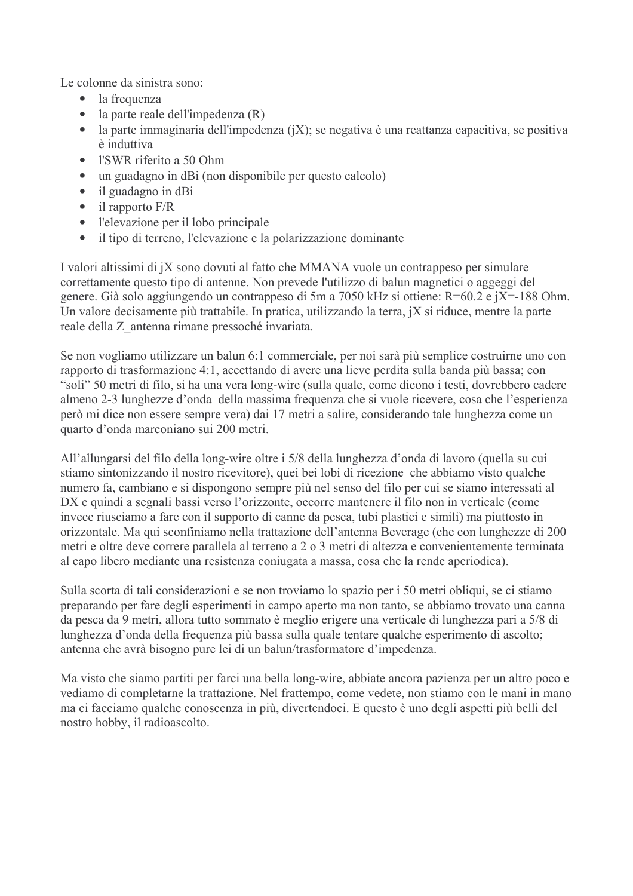Le colonne da sinistra sono:

- la frequenza
- la parte reale dell'impedenza (R)
- la parte immaginaria dell'impedenza (jX); se negativa è una reattanza capacitiva, se positiva è induttiva
- l'SWR riferito a 50 Ohm
- un guadagno in dBi (non disponibile per questo calcolo)
- il guadagno in dBi
- il rapporto F/R
- l'elevazione per il lobo principale
- il tipo di terreno, l'elevazione e la polarizzazione dominante

I valori altissimi di jX sono dovuti al fatto che MMANA vuole un contrappeso per simulare correttamente questo tipo di antenne. Non prevede l'utilizzo di balun magnetici o aggeggi del genere. Già solo aggiungendo un contrappeso di 5m a 7050 kHz si ottiene: R=60.2 e jX=-188 Ohm. Un valore decisamente più trattabile. In pratica, utilizzando la terra, jX si riduce, mentre la parte reale della Z_antenna rimane pressoché invariata.

Se non vogliamo utilizzare un balun 6:1 commerciale, per noi sarà più semplice costruirne uno con rapporto di trasformazione 4:1, accettando di avere una lieve perdita sulla banda più bassa; con "soli" 50 metri di filo, si ha una vera long-wire (sulla quale, come dicono i testi, dovrebbero cadere almeno 2-3 lunghezze d'onda della massima frequenza che si vuole ricevere, cosa che l'esperienza però mi dice non essere sempre vera) dai 17 metri a salire, considerando tale lunghezza come un quarto d'onda marconiano sui 200 metri.

All'allungarsi del filo della long-wire oltre i 5/8 della lunghezza d'onda di lavoro (quella su cui stiamo sintonizzando il nostro ricevitore), quei bei lobi di ricezione che abbiamo visto qualche numero fa, cambiano e si dispongono sempre più nel senso del filo per cui se siamo interessati al DX e quindi a segnali bassi verso l'orizzonte, occorre mantenere il filo non in verticale (come invece riusciamo a fare con il supporto di canne da pesca, tubi plastici e simili) ma piuttosto in orizzontale. Ma qui sconfiniamo nella trattazione dell'antenna Beverage (che con lunghezze di 200 metri e oltre deve correre parallela al terreno a 2 o 3 metri di altezza e convenientemente terminata al capo libero mediante una resistenza coniugata a massa, cosa che la rende aperiodica).

Sulla scorta di tali considerazioni e se non troviamo lo spazio per i 50 metri obliqui, se ci stiamo preparando per fare degli esperimenti in campo aperto ma non tanto, se abbiamo trovato una canna da pesca da 9 metri, allora tutto sommato è meglio erigere una verticale di lunghezza pari a 5/8 di lunghezza d'onda della frequenza più bassa sulla quale tentare qualche esperimento di ascolto; antenna che avrà bisogno pure lei di un balun/trasformatore d'impedenza.

Ma visto che siamo partiti per farci una bella long-wire, abbiate ancora pazienza per un altro poco e vediamo di completarne la trattazione. Nel frattempo, come vedete, non stiamo con le mani in mano ma ci facciamo qualche conoscenza in più, divertendoci. E questo è uno degli aspetti più belli del nostro hobby, il radioascolto.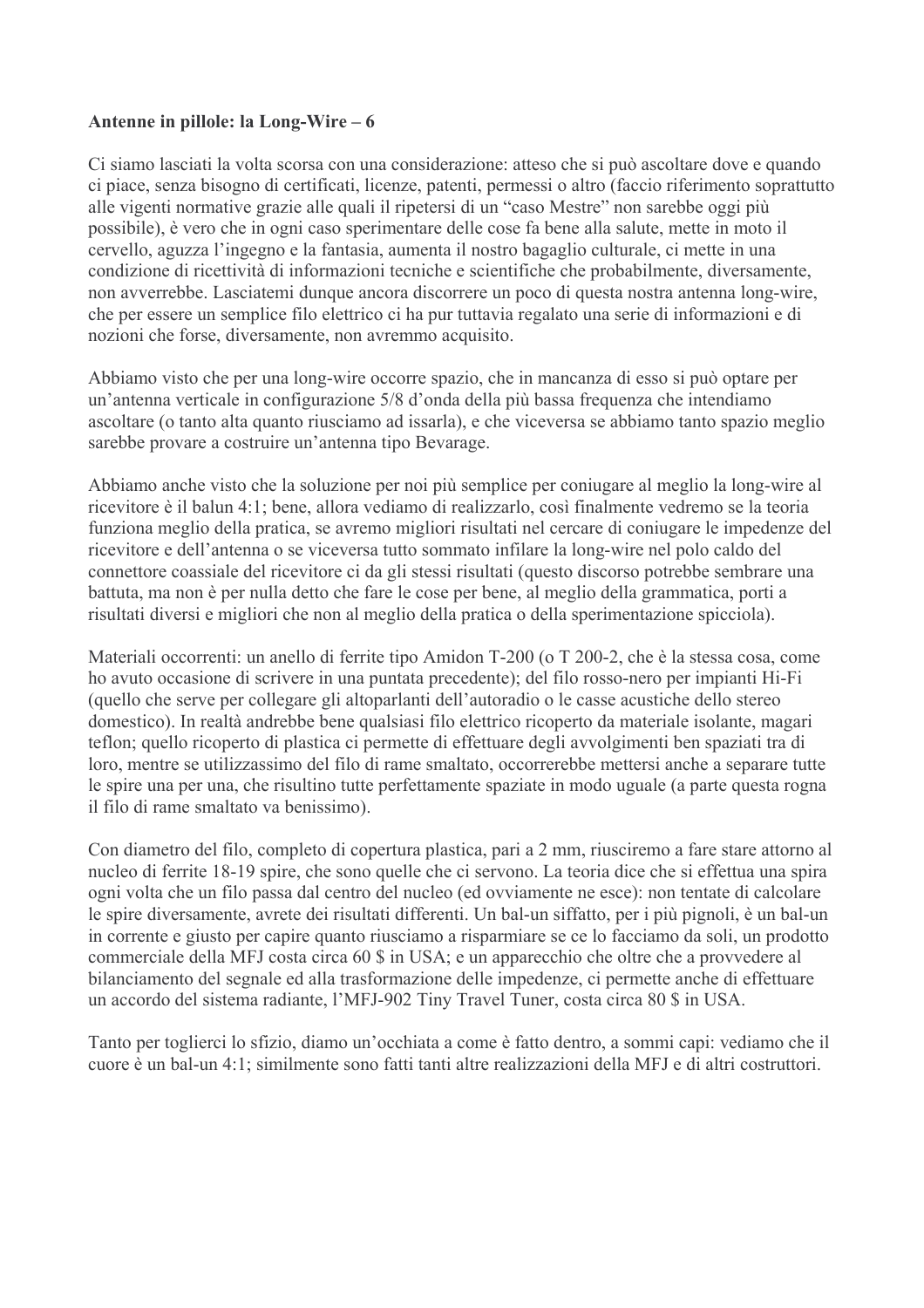**Antenne in pillole: la Long-Wire – 6**

Ci siamo lasciati la volta scorsa con una considerazione: atteso che si può ascoltare dove e quando ci piace, senza bisogno di certificati, licenze, patenti, permessi o altro (faccio riferimento soprattutto alle vigenti normative grazie alle quali il ripetersi di un "caso Mestre" non sarebbe oggi più possibile), è vero che in ogni caso sperimentare delle cose fa bene alla salute, mette in moto il cervello, aguzza l'ingegno e la fantasia, aumenta il nostro bagaglio culturale, ci mette in una condizione di ricettività di informazioni tecniche e scientifiche che probabilmente, diversamente, non avverrebbe. Lasciatemi dunque ancora discorrere un poco di questa nostra antenna long-wire, che per essere un semplice filo elettrico ci ha pur tuttavia regalato una serie di informazioni e di nozioni che forse, diversamente, non avremmo acquisito.

Abbiamo visto che per una long-wire occorre spazio, che in mancanza di esso si può optare per un'antenna verticale in configurazione 5/8 d'onda della più bassa frequenza che intendiamo ascoltare (o tanto alta quanto riusciamo ad issarla), e che viceversa se abbiamo tanto spazio meglio sarebbe provare a costruire un'antenna tipo Bevarage.

Abbiamo anche visto che la soluzione per noi più semplice per coniugare al meglio la long-wire al ricevitore è il balun 4:1; bene, allora vediamo di realizzarlo, così finalmente vedremo se la teoria funziona meglio della pratica, se avremo migliori risultati nel cercare di coniugare le impedenze del ricevitore e dell'antenna o se viceversa tutto sommato infilare la long-wire nel polo caldo del connettore coassiale del ricevitore ci da gli stessi risultati (questo discorso potrebbe sembrare una battuta, ma non è per nulla detto che fare le cose per bene, al meglio della grammatica, porti a risultati diversi e migliori che non al meglio della pratica o della sperimentazione spicciola).

Materiali occorrenti: un anello di ferrite tipo Amidon T-200 (o T 200-2, che è la stessa cosa, come ho avuto occasione di scrivere in una puntata precedente); del filo rosso-nero per impianti Hi-Fi (quello che serve per collegare gli altoparlanti dell'autoradio o le casse acustiche dello stereo domestico). In realtà andrebbe bene qualsiasi filo elettrico ricoperto da materiale isolante, magari teflon; quello ricoperto di plastica ci permette di effettuare degli avvolgimenti ben spaziati tra di loro, mentre se utilizzassimo del filo di rame smaltato, occorrerebbe mettersi anche a separare tutte le spire una per una, che risultino tutte perfettamente spaziate in modo uguale (a parte questa rogna il filo di rame smaltato va benissimo).

Con diametro del filo, completo di copertura plastica, pari a 2 mm, riusciremo a fare stare attorno al nucleo di ferrite 18-19 spire, che sono quelle che ci servono. La teoria dice che si effettua una spira ogni volta che un filo passa dal centro del nucleo (ed ovviamente ne esce): non tentate di calcolare le spire diversamente, avrete dei risultati differenti. Un bal-un siffatto, per i più pignoli, è un bal-un in corrente e giusto per capire quanto riusciamo a risparmiare se ce lo facciamo da soli, un prodotto commerciale della MFJ costa circa 60 $ in USA; e un apparecchio che oltre che a provvedere al bilanciamento del segnale ed alla trasformazione delle impedenze, ci permette anche di effettuare un accordo del sistema radiante, l'MFJ-902 Tiny Travel Tuner, costa circa 80 $ in USA.

Tanto per toglierci lo sfizio, diamo un'occhiata a come è fatto dentro, a sommi capi: vediamo che il cuore è un bal-un 4:1; similmente sono fatti tanti altre realizzazioni della MFJ e di altri costruttori.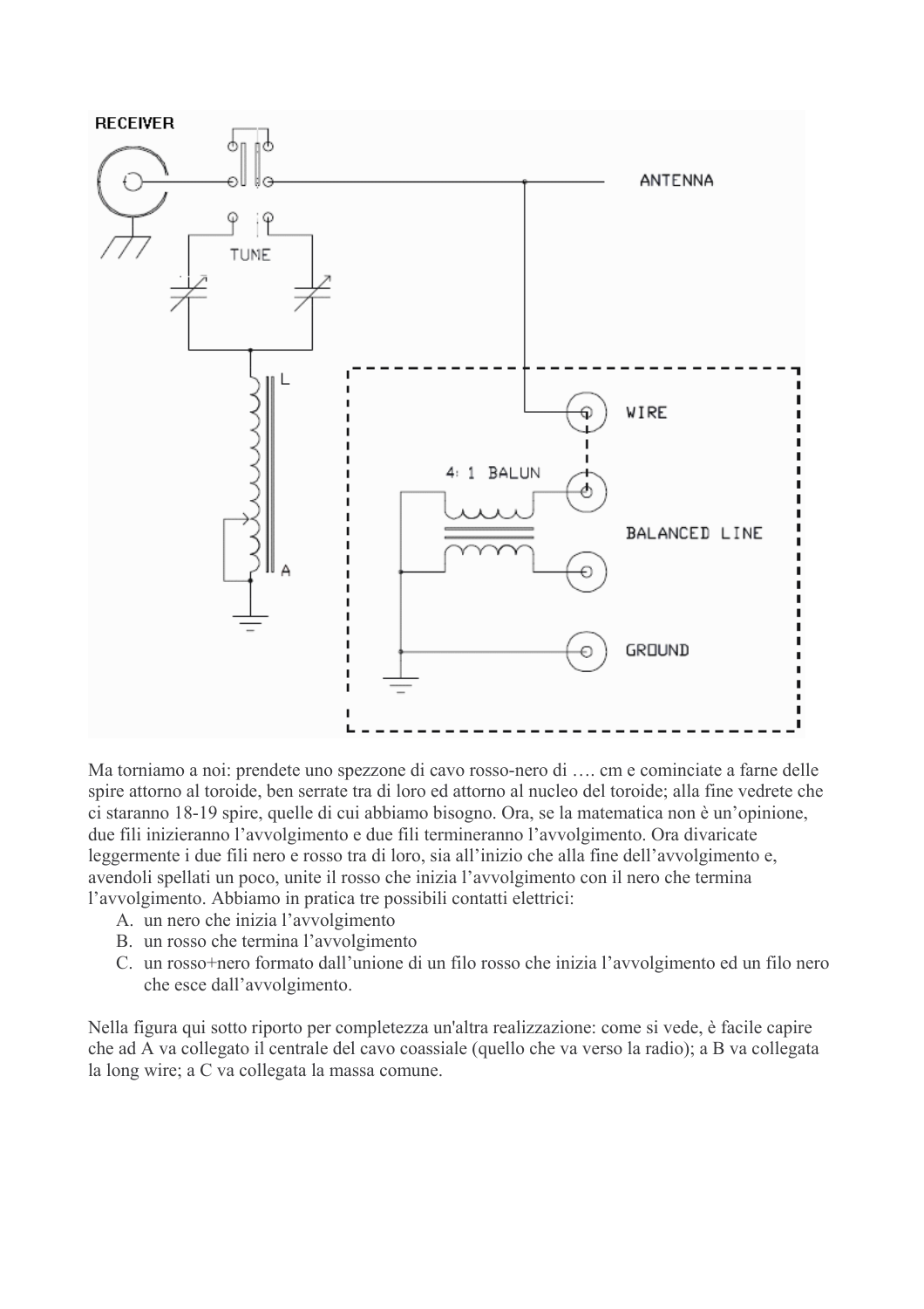Ma torniamo a noi: prendete uno spezzone di cavo rosso-nero di …. cm e cominciate a farne delle spire attorno al toroide, ben serrate tra di loro ed attorno al nucleo del toroide; alla fine vedrete che ci staranno 18-19 spire, quelle di cui abbiamo bisogno. Ora, se la matematica non è un'opinione, due fili inizieranno l'avvolgimento e due fili termineranno l'avvolgimento. Ora divaricate leggermente i due fili nero e rosso tra di loro, sia all'inizio che alla fine dell'avvolgimento e, avendoli spellati un poco, unite il rosso che inizia l'avvolgimento con il nero che termina l'avvolgimento. Abbiamo in pratica tre possibili contatti elettrici:

A. un nero che inizia l'avvolgimento
B. un rosso che termina l'avvolgimento
C. un rosso+nero formato dall'unione di un filo rosso che inizia l'avvolgimento ed un filo nero che esce dall'avvolgimento.

Nella figura qui sotto riporto per completezza un'altra realizzazione: come si vede, è facile capire che ad A va collegato il centrale del cavo coassiale (quello che va verso la radio); a B va collegata la long wire; a C va collegata la massa comune.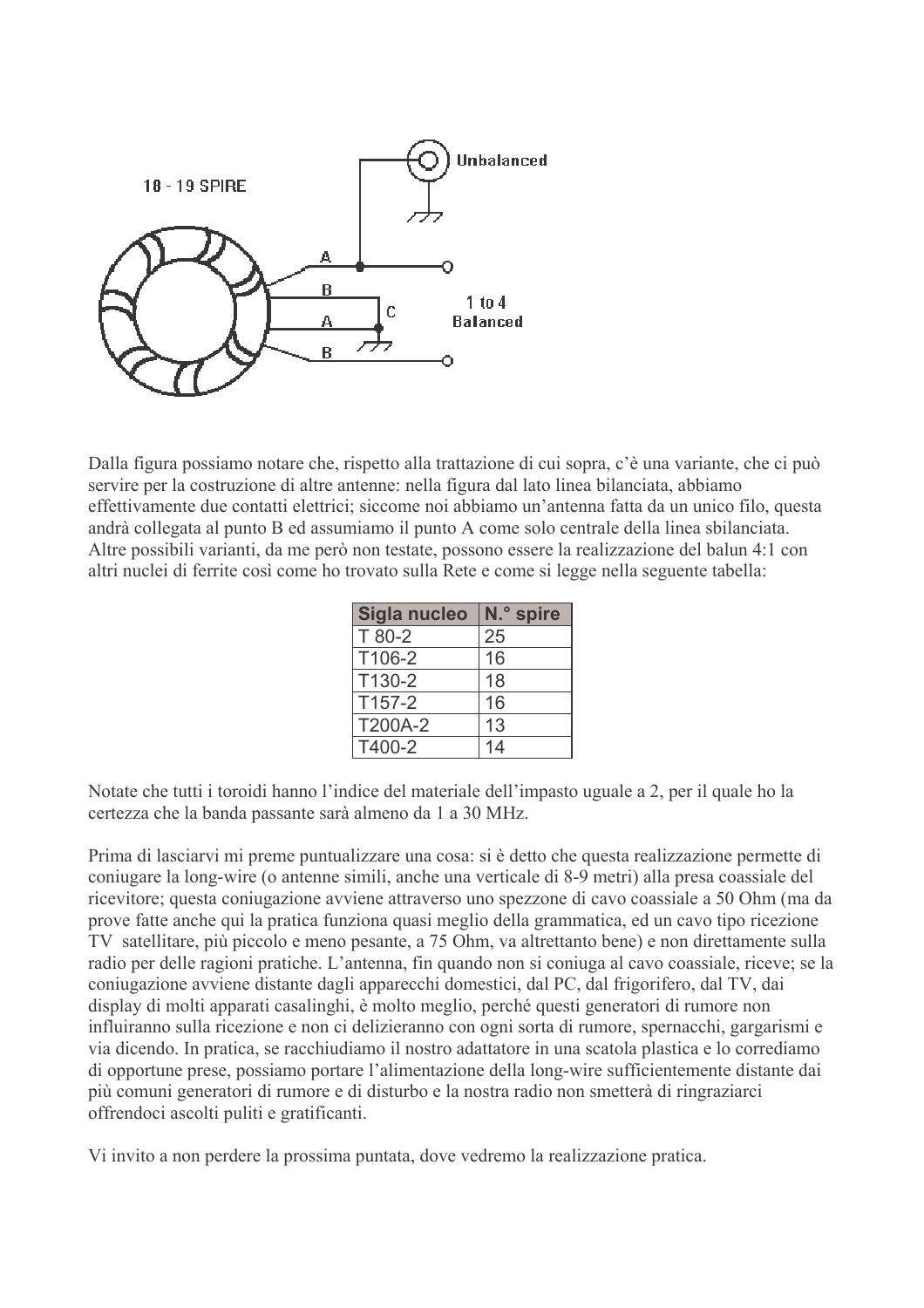18 - 19 SPIRE

Unbalanced

A
B
A
B
C

1 to 4
Balanced

Dalla figura possiamo notare che, rispetto alla trattazione di cui sopra, c'è una variante, che ci può servire per la costruzione di altre antenne: nella figura dal lato linea bilanciata, abbiamo effettivamente due contatti elettrici; siccome noi abbiamo un'antenna fatta da un unico filo, questa andrà collegata al punto B ed assumiamo il punto A come solo centrale della linea sbilanciata. Altre possibili varianti, da me però non testate, possono essere la realizzazione del balun 4:1 con altri nuclei di ferrite così come ho trovato sulla Rete e come si legge nella seguente tabella:

| Sigla nucleo | N.° spire |
|---|---|
| T 80-2 | 25 |
| T106-2 | 16 |
| T130-2 | 18 |
| T157-2 | 16 |
| T200A-2 | 13 |
| T400-2 | 14 |

Notate che tutti i toroidi hanno l'indice del materiale dell'impasto uguale a 2, per il quale ho la certezza che la banda passante sarà almeno da 1 a 30 MHz.

Prima di lasciarvi mi preme puntualizzare una cosa: si è detto che questa realizzazione permette di coniugare la long-wire (o antenne simili, anche una verticale di 8-9 metri) alla presa coassiale del ricevitore; questa coniugazione avviene attraverso uno spezzone di cavo coassiale a 50 Ohm (ma da prove fatte anche qui la pratica funziona quasi meglio della grammatica, ed un cavo tipo ricezione TV satellitare, più piccolo e meno pesante, a 75 Ohm, va altrettanto bene) e non direttamente sulla radio per delle ragioni pratiche. L'antenna, fin quando non si coniuga al cavo coassiale, riceve; se la coniugazione avviene distante dagli apparecchi domestici, dal PC, dal frigorifero, dal TV, dai display di molti apparati casalinghi, è molto meglio, perché questi generatori di rumore non influiranno sulla ricezione e non ci delizieranno con ogni sorta di rumore, spernacchi, gargarismi e via dicendo. In pratica, se racchiudiamo il nostro adattatore in una scatola plastica e lo corrediamo di opportune prese, possiamo portare l'alimentazione della long-wire sufficientemente distante dai più comuni generatori di rumore e di disturbo e la nostra radio non smetterà di ringraziarci offrendoci ascolti puliti e gratificanti.

Vi invito a non perdere la prossima puntata, dove vedremo la realizzazione pratica.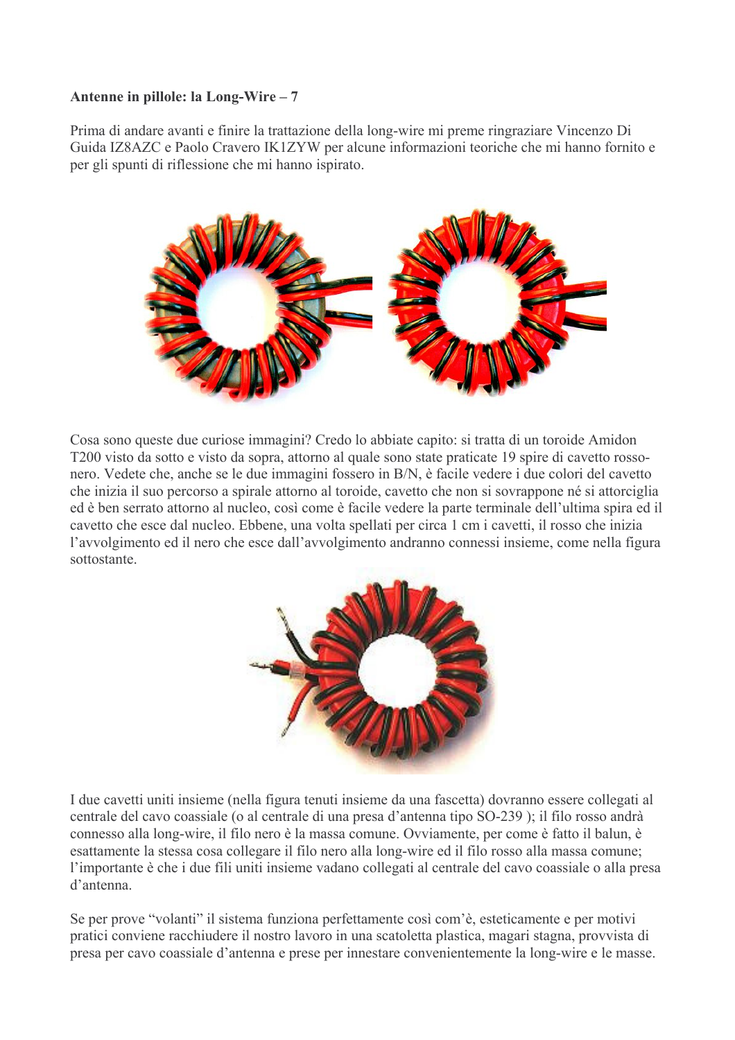**Antenne in pillole: la Long-Wire – 7**

Prima di andare avanti e finire la trattazione della long-wire mi preme ringraziare Vincenzo Di Guida IZ8AZC e Paolo Cravero IK1ZYW per alcune informazioni teoriche che mi hanno fornito e per gli spunti di riflessione che mi hanno ispirato.

Cosa sono queste due curiose immagini? Credo lo abbiate capito: si tratta di un toroide Amidon T200 visto da sotto e visto da sopra, attorno al quale sono state praticate 19 spire di cavetto rosso-nero. Vedete che, anche se le due immagini fossero in B/N, è facile vedere i due colori del cavetto che inizia il suo percorso a spirale attorno al toroide, cavetto che non si sovrappone né si attorciglia ed è ben serrato attorno al nucleo, così come è facile vedere la parte terminale dell'ultima spira ed il cavetto che esce dal nucleo. Ebbene, una volta spellati per circa 1 cm i cavetti, il rosso che inizia l'avvolgimento ed il nero che esce dall'avvolgimento andranno connessi insieme, come nella figura sottostante.

I due cavetti uniti insieme (nella figura tenuti insieme da una fascetta) dovranno essere collegati al centrale del cavo coassiale (o al centrale di una presa d'antenna tipo SO-239 ); il filo rosso andrà connesso alla long-wire, il filo nero è la massa comune. Ovviamente, per come è fatto il balun, è esattamente la stessa cosa collegare il filo nero alla long-wire ed il filo rosso alla massa comune; l'importante è che i due fili uniti insieme vadano collegati al centrale del cavo coassiale o alla presa d'antenna.

Se per prove "volanti" il sistema funziona perfettamente così com'è, esteticamente e per motivi pratici conviene racchiudere il nostro lavoro in una scatoletta plastica, magari stagna, provvista di presa per cavo coassiale d'antenna e prese per innestare convenientemente la long-wire e le masse.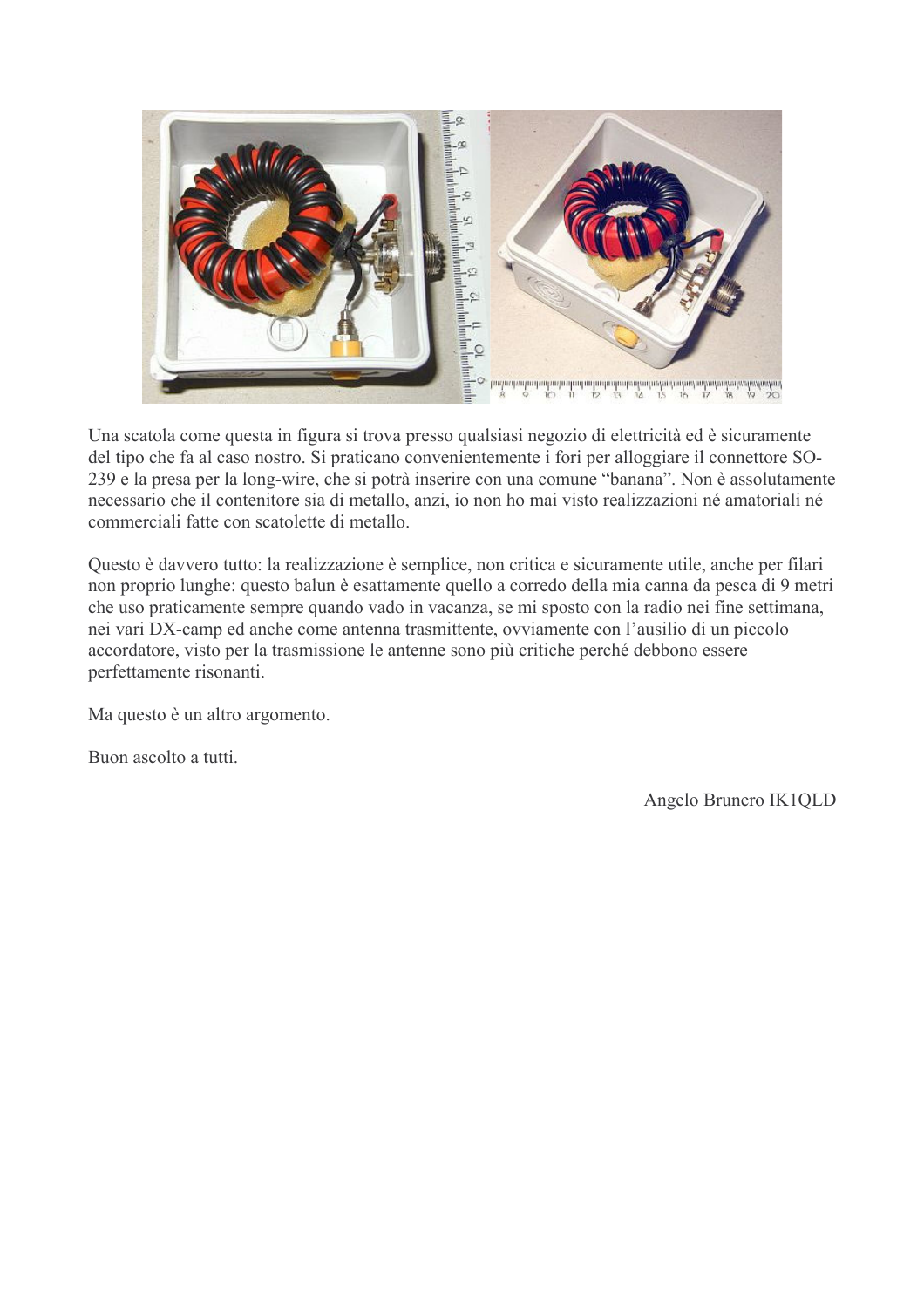Una scatola come questa in figura si trova presso qualsiasi negozio di elettricità ed è sicuramente del tipo che fa al caso nostro. Si praticano convenientemente i fori per alloggiare il connettore SO-239 e la presa per la long-wire, che si potrà inserire con una comune "banana". Non è assolutamente necessario che il contenitore sia di metallo, anzi, io non ho mai visto realizzazioni né amatoriali né commerciali fatte con scatolette di metallo.

Questo è davvero tutto: la realizzazione è semplice, non critica e sicuramente utile, anche per filari non proprio lunghe: questo balun è esattamente quello a corredo della mia canna da pesca di 9 metri che uso praticamente sempre quando vado in vacanza, se mi sposto con la radio nei fine settimana, nei vari DX-camp ed anche come antenna trasmittente, ovviamente con l'ausilio di un piccolo accordatore, visto per la trasmissione le antenne sono più critiche perché debbono essere perfettamente risonanti.

Ma questo è un altro argomento.

Buon ascolto a tutti.

Angelo Brunero IK1QLD